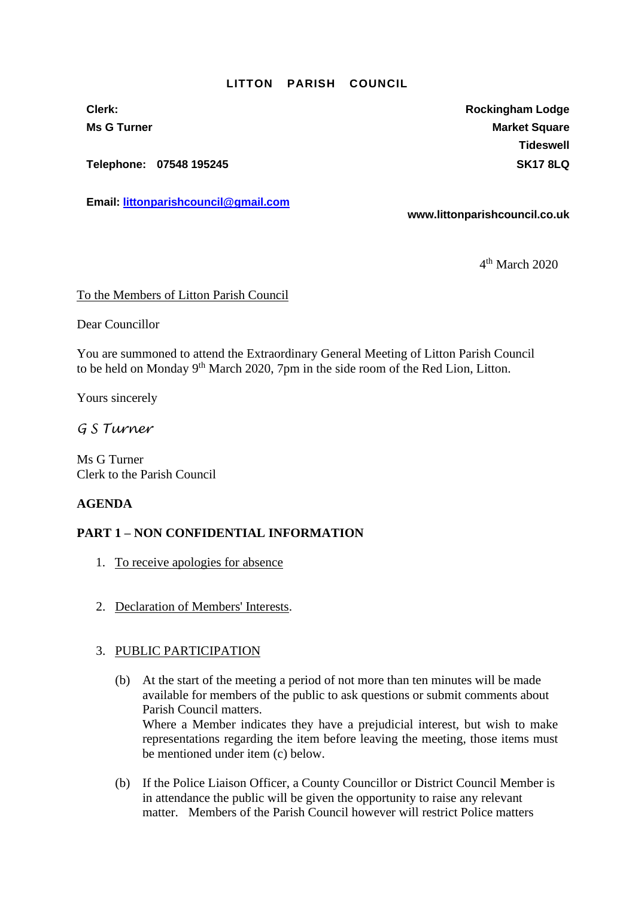**LITTON PARISH COUNCIL**

**Clerk:**
**Ms G Turner**

**Telephone: 07548 195245**

**Email: littonparishcouncil@gmail.com**

**Rockingham Lodge**
**Market Square**
**Tideswell**
**SK17 8LQ**

**www.littonparishcouncil.co.uk**

4th March 2020

To the Members of Litton Parish Council

Dear Councillor

You are summoned to attend the Extraordinary General Meeting of Litton Parish Council to be held on Monday 9th March 2020, 7pm in the side room of the Red Lion, Litton.

Yours sincerely

*G S Turner*

Ms G Turner
Clerk to the Parish Council

**AGENDA**

**PART 1 – NON CONFIDENTIAL INFORMATION**

1. To receive apologies for absence

2. Declaration of Members' Interests.

3. PUBLIC PARTICIPATION

   (b) At the start of the meeting a period of not more than ten minutes will be made available for members of the public to ask questions or submit comments about Parish Council matters.
   Where a Member indicates they have a prejudicial interest, but wish to make representations regarding the item before leaving the meeting, those items must be mentioned under item (c) below.

   (b) If the Police Liaison Officer, a County Councillor or District Council Member is in attendance the public will be given the opportunity to raise any relevant matter. Members of the Parish Council however will restrict Police matters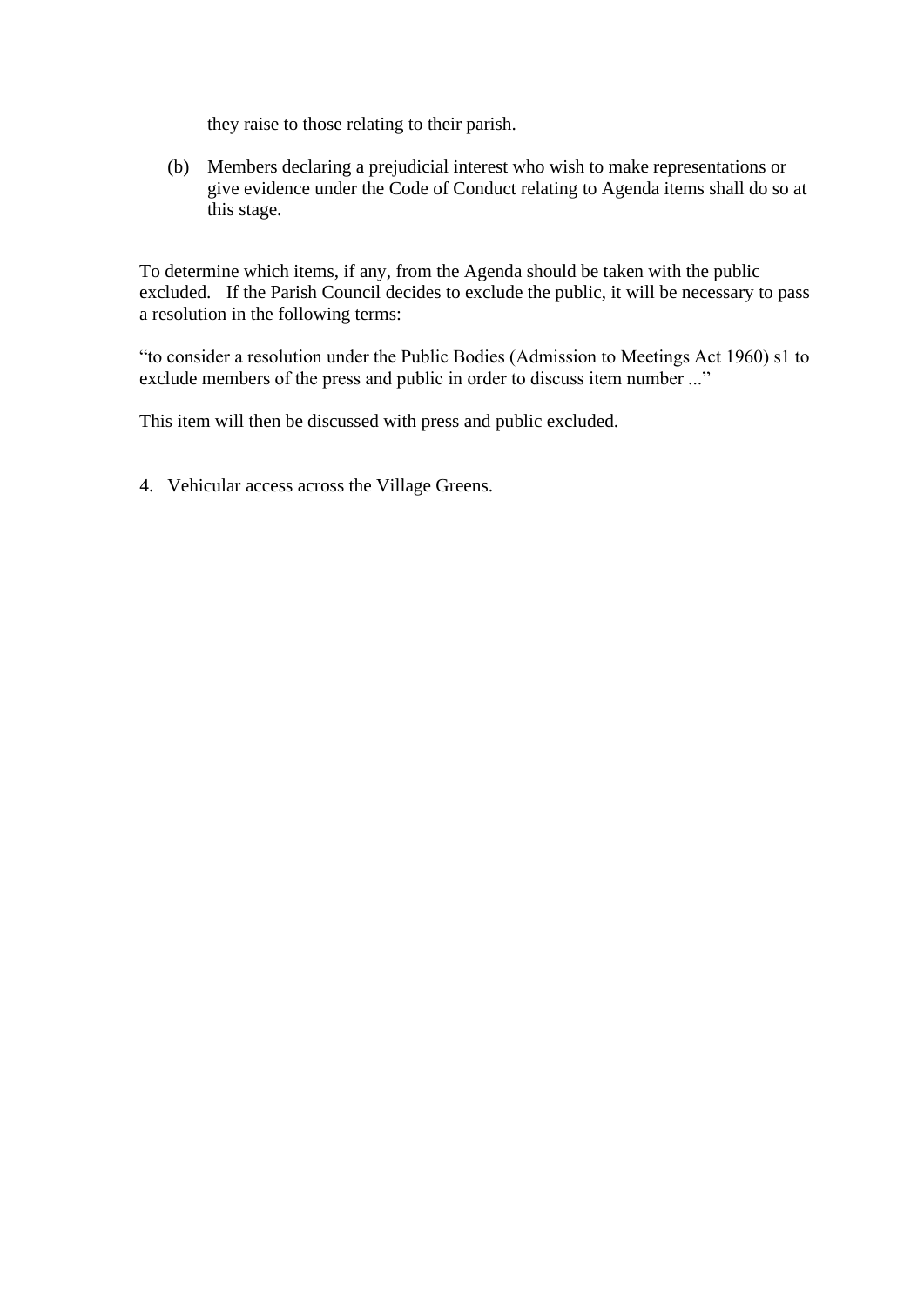they raise to those relating to their parish.

(b) Members declaring a prejudicial interest who wish to make representations or give evidence under the Code of Conduct relating to Agenda items shall do so at this stage.

To determine which items, if any, from the Agenda should be taken with the public excluded. If the Parish Council decides to exclude the public, it will be necessary to pass a resolution in the following terms:

"to consider a resolution under the Public Bodies (Admission to Meetings Act 1960) s1 to exclude members of the press and public in order to discuss item number ..."

This item will then be discussed with press and public excluded.

4. Vehicular access across the Village Greens.